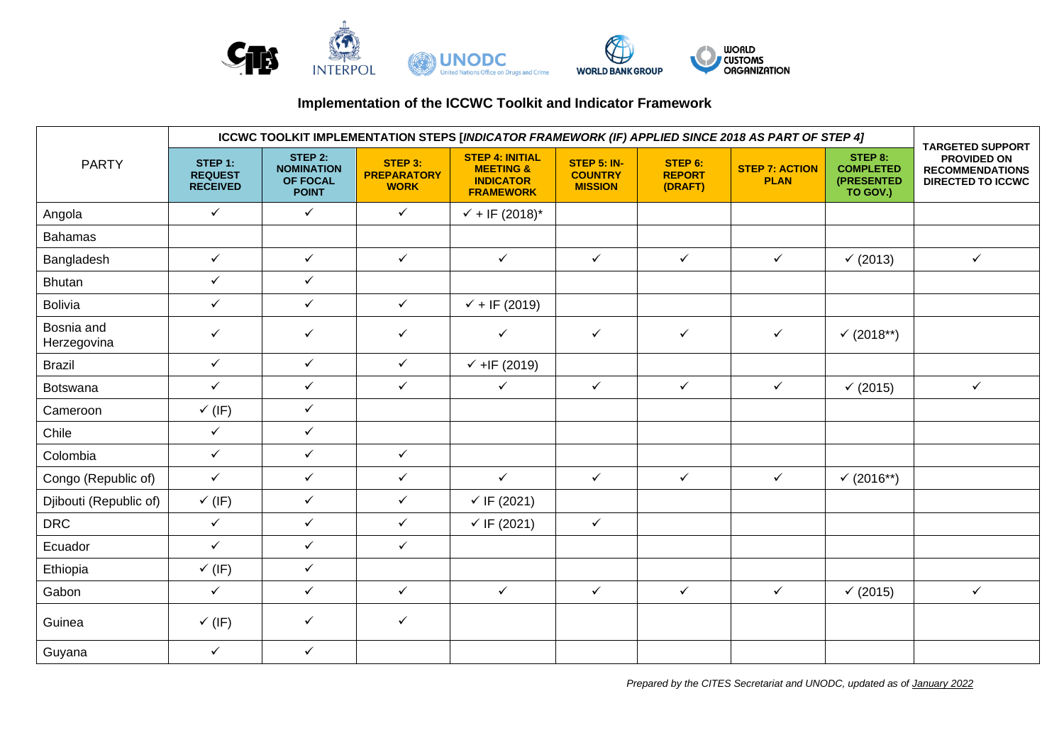# Implementation of the ICCWC Toolkit and Indicator Framework

| PARTY | ICCWC TOOLKIT IMPLEMENTATION STEPS [*INDICATOR FRAMEWORK (IF) APPLIED SINCE 2018 AS PART OF STEP 4]* | | | | | | | | TARGETED SUPPORT PROVIDED ON RECOMMENDATIONS DIRECTED TO ICCWC |
|---|---|---|---|---|---|---|---|---|---|
| | **STEP 1: REQUEST RECEIVED** | **STEP 2: NOMINATION OF FOCAL POINT** | **STEP 3: PREPARATORY WORK** | **STEP 4: INITIAL MEETING & INDICATOR FRAMEWORK** | **STEP 5: IN-COUNTRY MISSION** | **STEP 6: REPORT (DRAFT)** | **STEP 7: ACTION PLAN** | **STEP 8: COMPLETED (PRESENTED TO GOV.)** | |
| Angola | ✓ | ✓ | ✓ | ✓ + IF (2018)* | | | | | |
| Bahamas | | | | | | | | | |
| Bangladesh | ✓ | ✓ | ✓ | ✓ | ✓ | ✓ | ✓ | ✓ (2013) | ✓ |
| Bhutan | ✓ | ✓ | | | | | | | |
| Bolivia | ✓ | ✓ | ✓ | ✓ + IF (2019) | | | | | |
| Bosnia and Herzegovina | ✓ | ✓ | ✓ | ✓ | ✓ | ✓ | ✓ | ✓ (2018**) | |
| Brazil | ✓ | ✓ | ✓ | ✓ +IF (2019) | | | | | |
| Botswana | ✓ | ✓ | ✓ | ✓ | ✓ | ✓ | ✓ | ✓ (2015) | ✓ |
| Cameroon | ✓ (IF) | ✓ | | | | | | | |
| Chile | ✓ | ✓ | | | | | | | |
| Colombia | ✓ | ✓ | ✓ | | | | | | |
| Congo (Republic of) | ✓ | ✓ | ✓ | ✓ | ✓ | ✓ | ✓ | ✓ (2016**) | |
| Djibouti (Republic of) | ✓ (IF) | ✓ | ✓ | ✓ IF (2021) | | | | | |
| DRC | ✓ | ✓ | ✓ | ✓ IF (2021) | ✓ | | | | |
| Ecuador | ✓ | ✓ | ✓ | | | | | | |
| Ethiopia | ✓ (IF) | ✓ | | | | | | | |
| Gabon | ✓ | ✓ | ✓ | ✓ | ✓ | ✓ | ✓ | ✓ (2015) | ✓ |
| Guinea | ✓ (IF) | ✓ | ✓ | | | | | | |
| Guyana | ✓ | ✓ | | | | | | | |

*Prepared by the CITES Secretariat and UNODC, updated as of January 2022*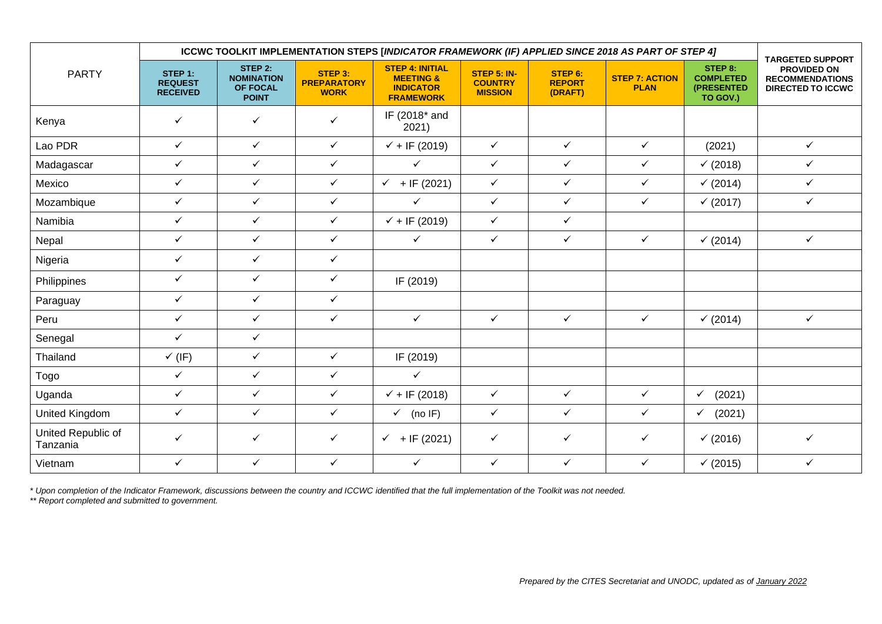| PARTY | ICCWC TOOLKIT IMPLEMENTATION STEPS [*INDICATOR FRAMEWORK (IF) APPLIED SINCE 2018 AS PART OF STEP 4]* | | | | | | | | TARGETED SUPPORT PROVIDED ON RECOMMENDATIONS DIRECTED TO ICCWC |
|---|---|---|---|---|---|---|---|---|---|
| | STEP 1: REQUEST RECEIVED | STEP 2: NOMINATION OF FOCAL POINT | STEP 3: PREPARATORY WORK | STEP 4: INITIAL MEETING & INDICATOR FRAMEWORK | STEP 5: IN-COUNTRY MISSION | STEP 6: REPORT (DRAFT) | STEP 7: ACTION PLAN | STEP 8: COMPLETED (PRESENTED TO GOV.) | |
| Kenya | ✓ | ✓ | ✓ | IF (2018* and 2021) | | | | | |
| Lao PDR | ✓ | ✓ | ✓ | ✓ + IF (2019) | ✓ | ✓ | ✓ | (2021) | ✓ |
| Madagascar | ✓ | ✓ | ✓ | ✓ | ✓ | ✓ | ✓ | ✓ (2018) | ✓ |
| Mexico | ✓ | ✓ | ✓ | ✓ + IF (2021) | ✓ | ✓ | ✓ | ✓ (2014) | ✓ |
| Mozambique | ✓ | ✓ | ✓ | ✓ | ✓ | ✓ | ✓ | ✓ (2017) | ✓ |
| Namibia | ✓ | ✓ | ✓ | ✓ + IF (2019) | ✓ | ✓ | | | |
| Nepal | ✓ | ✓ | ✓ | ✓ | ✓ | ✓ | ✓ | ✓ (2014) | ✓ |
| Nigeria | ✓ | ✓ | ✓ | | | | | | |
| Philippines | ✓ | ✓ | ✓ | IF (2019) | | | | | |
| Paraguay | ✓ | ✓ | ✓ | | | | | | |
| Peru | ✓ | ✓ | ✓ | ✓ | ✓ | ✓ | ✓ | ✓ (2014) | ✓ |
| Senegal | ✓ | ✓ | | | | | | | |
| Thailand | ✓ (IF) | ✓ | ✓ | IF (2019) | | | | | |
| Togo | ✓ | ✓ | ✓ | ✓ | | | | | |
| Uganda | ✓ | ✓ | ✓ | ✓ + IF (2018) | ✓ | ✓ | ✓ | ✓ (2021) | |
| United Kingdom | ✓ | ✓ | ✓ | ✓ (no IF) | ✓ | ✓ | ✓ | ✓ (2021) | |
| United Republic of Tanzania | ✓ | ✓ | ✓ | ✓ + IF (2021) | ✓ | ✓ | ✓ | ✓ (2016) | ✓ |
| Vietnam | ✓ | ✓ | ✓ | ✓ | ✓ | ✓ | ✓ | ✓ (2015) | ✓ |

*\* Upon completion of the Indicator Framework, discussions between the country and ICCWC identified that the full implementation of the Toolkit was not needed.*

*\*\* Report completed and submitted to government.*

*Prepared by the CITES Secretariat and UNODC, updated as of January 2022*